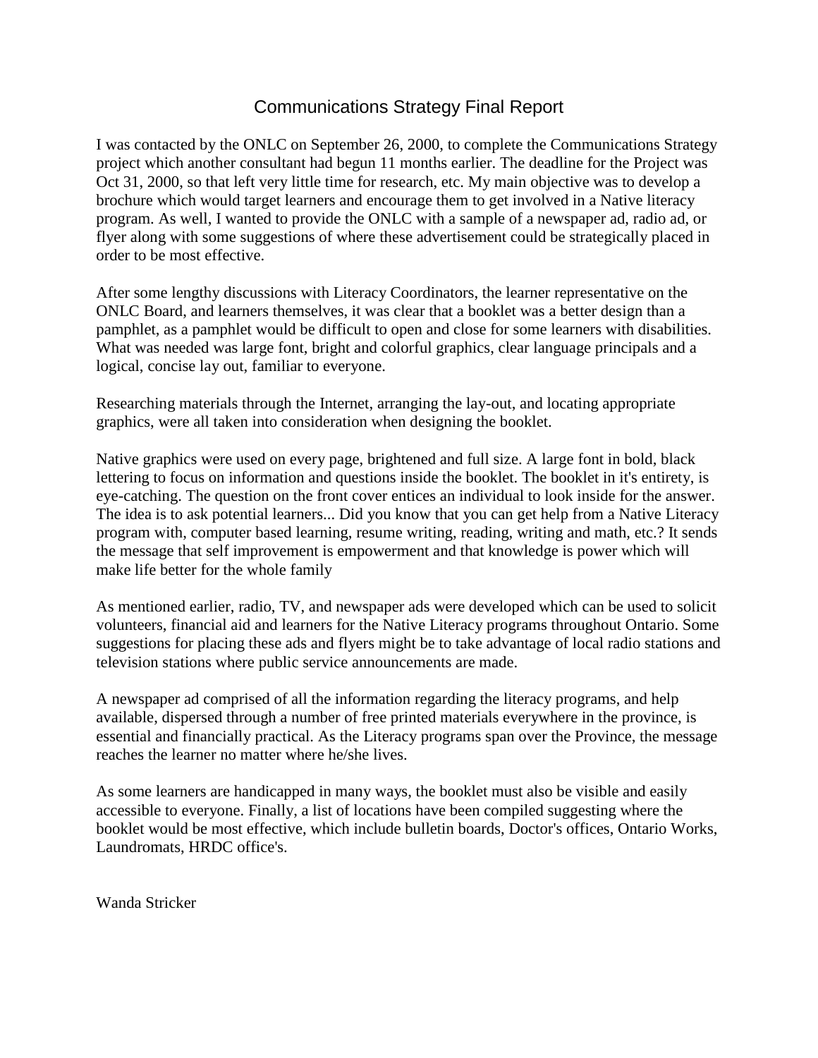# Communications Strategy Final Report

I was contacted by the ONLC on September 26, 2000, to complete the Communications Strategy project which another consultant had begun 11 months earlier. The deadline for the Project was Oct 31, 2000, so that left very little time for research, etc. My main objective was to develop a brochure which would target learners and encourage them to get involved in a Native literacy program. As well, I wanted to provide the ONLC with a sample of a newspaper ad, radio ad, or flyer along with some suggestions of where these advertisement could be strategically placed in order to be most effective.

After some lengthy discussions with Literacy Coordinators, the learner representative on the ONLC Board, and learners themselves, it was clear that a booklet was a better design than a pamphlet, as a pamphlet would be difficult to open and close for some learners with disabilities. What was needed was large font, bright and colorful graphics, clear language principals and a logical, concise lay out, familiar to everyone.

Researching materials through the Internet, arranging the lay-out, and locating appropriate graphics, were all taken into consideration when designing the booklet.

Native graphics were used on every page, brightened and full size. A large font in bold, black lettering to focus on information and questions inside the booklet. The booklet in it's entirety, is eye-catching. The question on the front cover entices an individual to look inside for the answer. The idea is to ask potential learners... Did you know that you can get help from a Native Literacy program with, computer based learning, resume writing, reading, writing and math, etc.? It sends the message that self improvement is empowerment and that knowledge is power which will make life better for the whole family

As mentioned earlier, radio, TV, and newspaper ads were developed which can be used to solicit volunteers, financial aid and learners for the Native Literacy programs throughout Ontario. Some suggestions for placing these ads and flyers might be to take advantage of local radio stations and television stations where public service announcements are made.

A newspaper ad comprised of all the information regarding the literacy programs, and help available, dispersed through a number of free printed materials everywhere in the province, is essential and financially practical. As the Literacy programs span over the Province, the message reaches the learner no matter where he/she lives.

As some learners are handicapped in many ways, the booklet must also be visible and easily accessible to everyone. Finally, a list of locations have been compiled suggesting where the booklet would be most effective, which include bulletin boards, Doctor's offices, Ontario Works, Laundromats, HRDC office's.

Wanda Stricker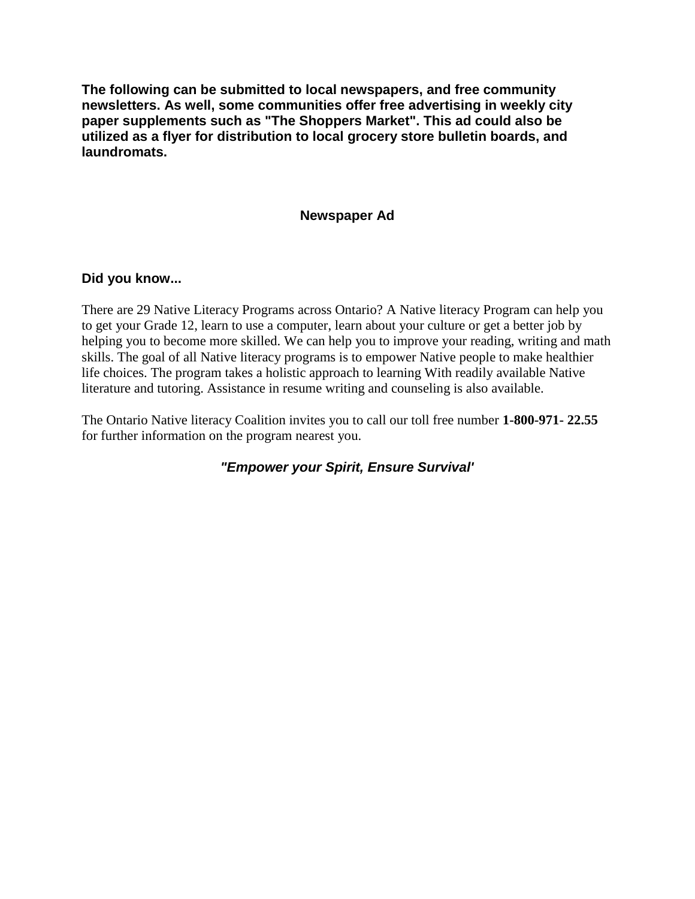**The following can be submitted to local newspapers, and free community newsletters. As well, some communities offer free advertising in weekly city paper supplements such as "The Shoppers Market". This ad could also be utilized as a flyer for distribution to local grocery store bulletin boards, and laundromats.**

## Newspaper Ad

### Did you know...

There are 29 Native Literacy Programs across Ontario? A Native literacy Program can help you to get your Grade 12, learn to use a computer, learn about your culture or get a better job by helping you to become more skilled. We can help you to improve your reading, writing and math skills. The goal of all Native literacy programs is to empower Native people to make healthier life choices. The program takes a holistic approach to learning With readily available Native literature and tutoring. Assistance in resume writing and counseling is also available.

The Ontario Native literacy Coalition invites you to call our toll free number **1-800-971- 22.55** for further information on the program nearest you.

***"Empower your Spirit, Ensure Survival'***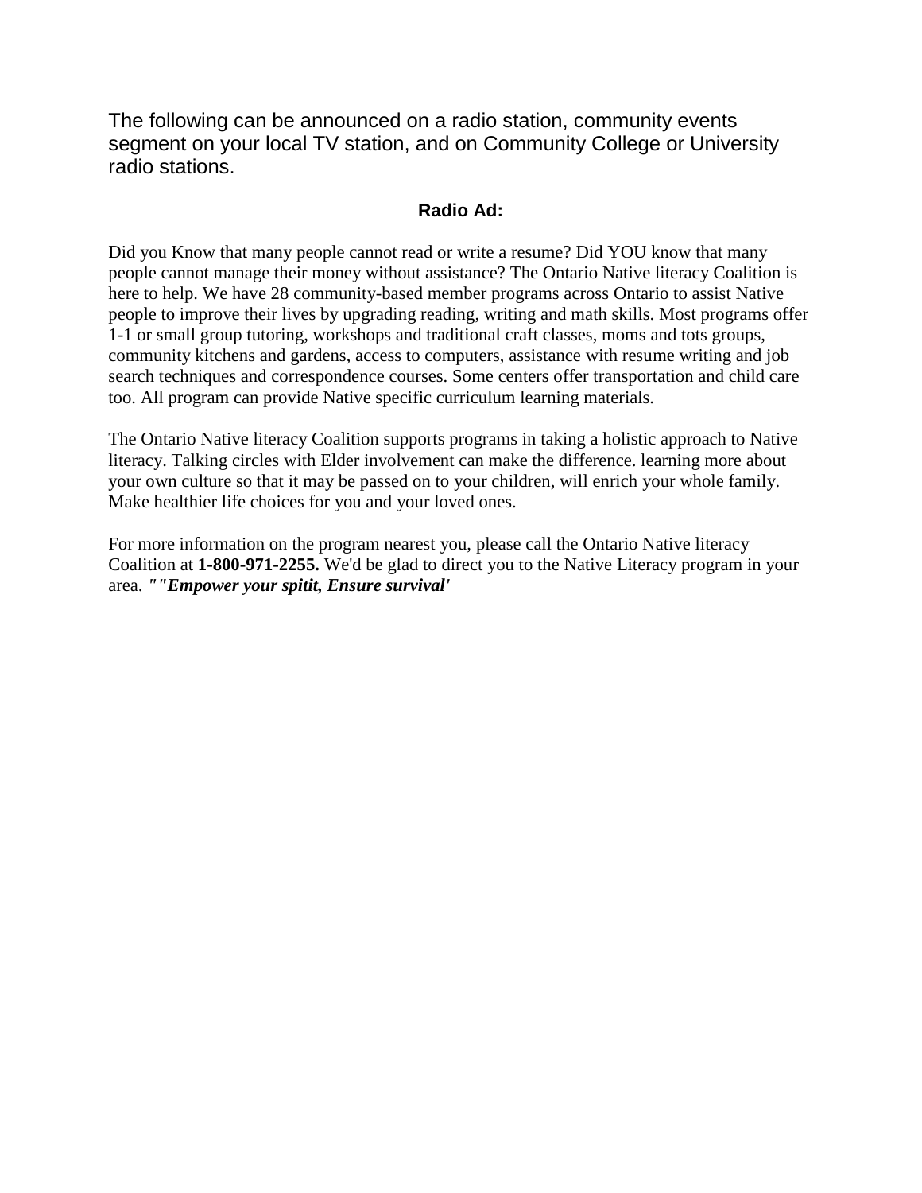The following can be announced on a radio station, community events segment on your local TV station, and on Community College or University radio stations.

**Radio Ad:**

Did you Know that many people cannot read or write a resume? Did YOU know that many people cannot manage their money without assistance? The Ontario Native literacy Coalition is here to help. We have 28 community-based member programs across Ontario to assist Native people to improve their lives by upgrading reading, writing and math skills. Most programs offer 1-1 or small group tutoring, workshops and traditional craft classes, moms and tots groups, community kitchens and gardens, access to computers, assistance with resume writing and job search techniques and correspondence courses. Some centers offer transportation and child care too. All program can provide Native specific curriculum learning materials.

The Ontario Native literacy Coalition supports programs in taking a holistic approach to Native literacy. Talking circles with Elder involvement can make the difference. learning more about your own culture so that it may be passed on to your children, will enrich your whole family. Make healthier life choices for you and your loved ones.

For more information on the program nearest you, please call the Ontario Native literacy Coalition at **1-800-971-2255.** We'd be glad to direct you to the Native Literacy program in your area. ***""Empower your spitit, Ensure survival'***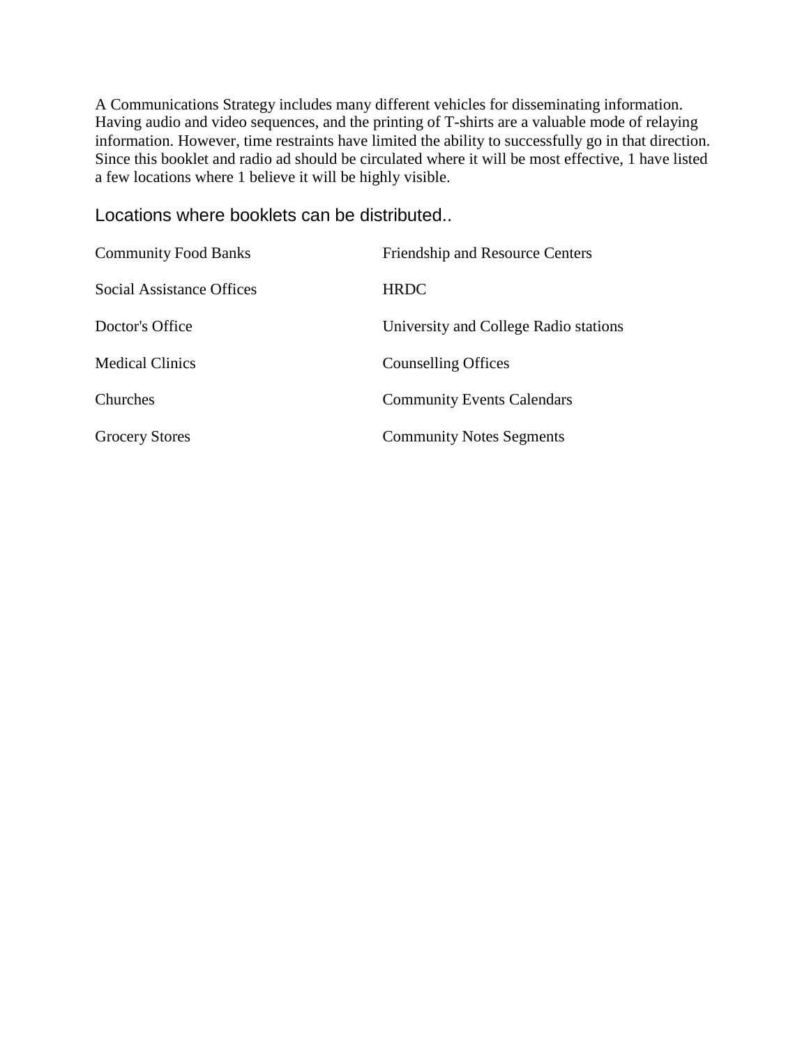A Communications Strategy includes many different vehicles for disseminating information. Having audio and video sequences, and the printing of T-shirts are a valuable mode of relaying information. However, time restraints have limited the ability to successfully go in that direction. Since this booklet and radio ad should be circulated where it will be most effective, 1 have listed a few locations where 1 believe it will be highly visible.

## Locations where booklets can be distributed..

| | |
|---|---|
| Community Food Banks | Friendship and Resource Centers |
| Social Assistance Offices | HRDC |
| Doctor's Office | University and College Radio stations |
| Medical Clinics | Counselling Offices |
| Churches | Community Events Calendars |
| Grocery Stores | Community Notes Segments |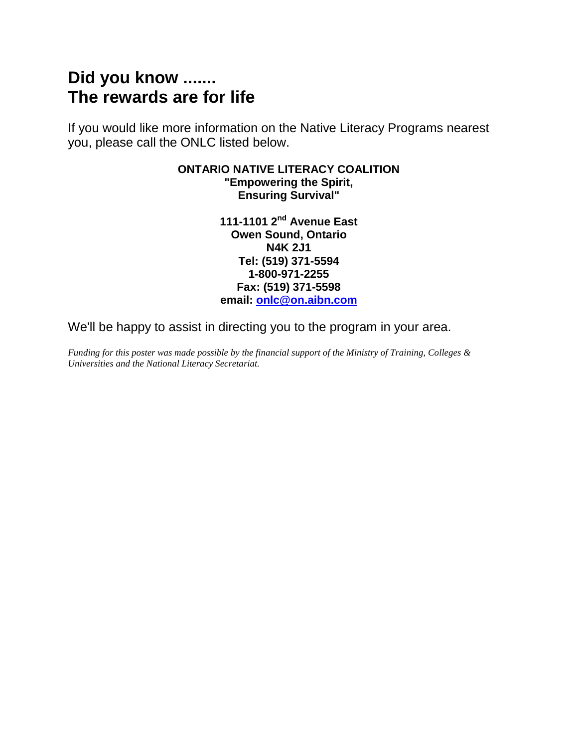# Did you know .......
# The rewards are for life

If you would like more information on the Native Literacy Programs nearest you, please call the ONLC listed below.

**ONTARIO NATIVE LITERACY COALITION**
**"Empowering the Spirit,**
**Ensuring Survival"**

**111-1101 2nd Avenue East**
**Owen Sound, Ontario**
**N4K 2J1**
**Tel: (519) 371-5594**
**1-800-971-2255**
**Fax: (519) 371-5598**
**email: onlc@on.aibn.com**

We'll be happy to assist in directing you to the program in your area.

*Funding for this poster was made possible by the financial support of the Ministry of Training, Colleges & Universities and the National Literacy Secretariat.*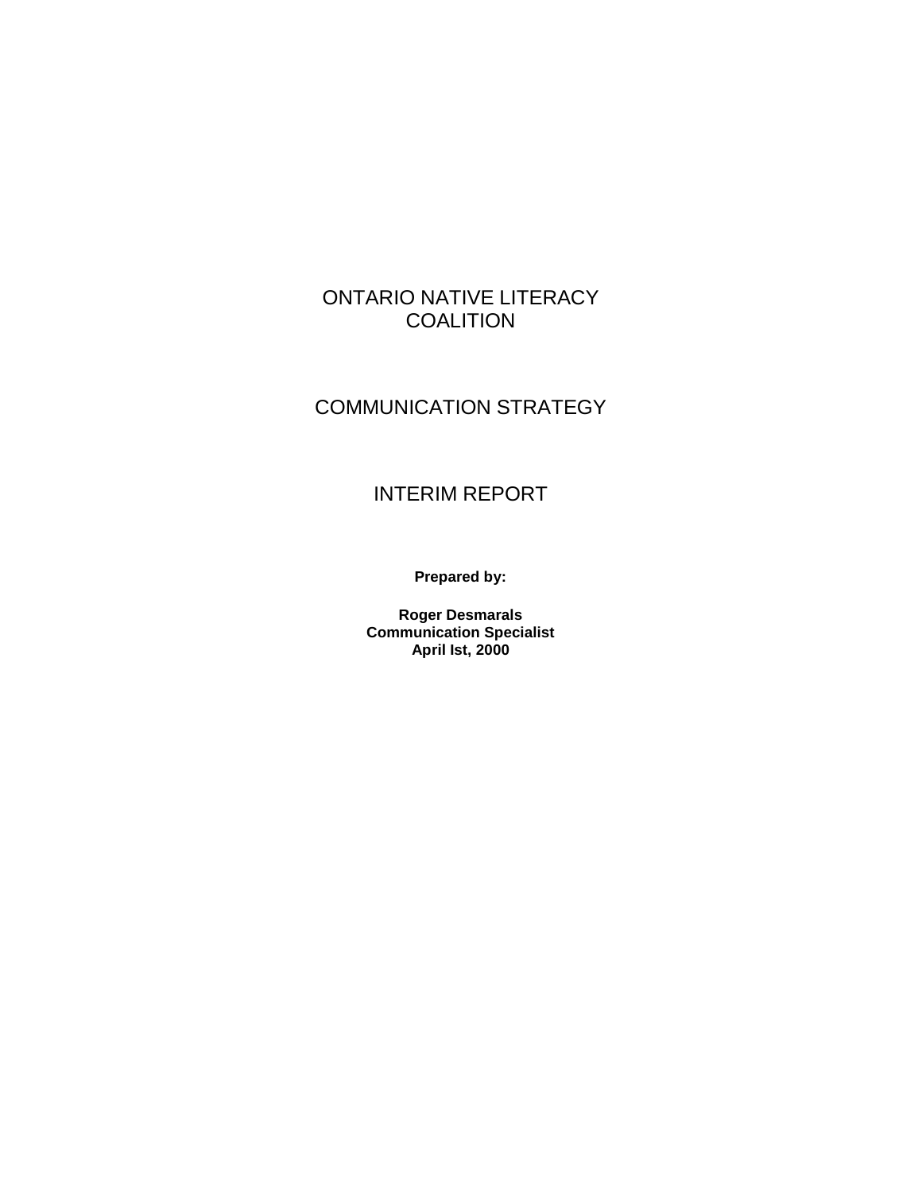# ONTARIO NATIVE LITERACY COALITION

# COMMUNICATION STRATEGY

# INTERIM REPORT

**Prepared by:**

**Roger Desmarals**
**Communication Specialist**
**April Ist, 2000**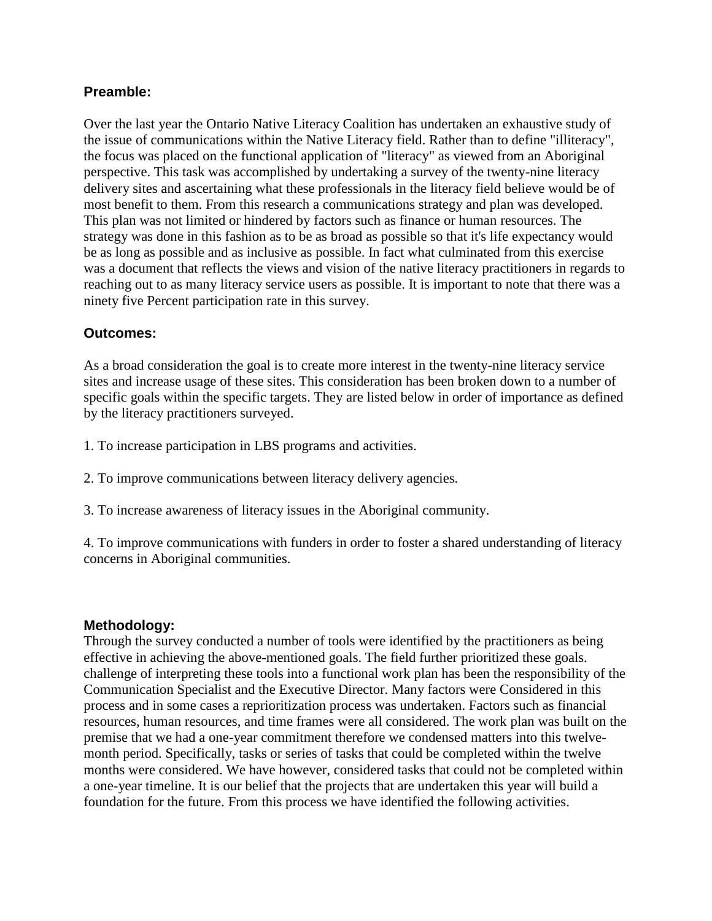**Preamble:**

Over the last year the Ontario Native Literacy Coalition has undertaken an exhaustive study of the issue of communications within the Native Literacy field. Rather than to define "illiteracy", the focus was placed on the functional application of "literacy" as viewed from an Aboriginal perspective. This task was accomplished by undertaking a survey of the twenty-nine literacy delivery sites and ascertaining what these professionals in the literacy field believe would be of most benefit to them. From this research a communications strategy and plan was developed. This plan was not limited or hindered by factors such as finance or human resources. The strategy was done in this fashion as to be as broad as possible so that it's life expectancy would be as long as possible and as inclusive as possible. In fact what culminated from this exercise was a document that reflects the views and vision of the native literacy practitioners in regards to reaching out to as many literacy service users as possible. It is important to note that there was a ninety five Percent participation rate in this survey.

**Outcomes:**

As a broad consideration the goal is to create more interest in the twenty-nine literacy service sites and increase usage of these sites. This consideration has been broken down to a number of specific goals within the specific targets. They are listed below in order of importance as defined by the literacy practitioners surveyed.

1. To increase participation in LBS programs and activities.

2. To improve communications between literacy delivery agencies.

3. To increase awareness of literacy issues in the Aboriginal community.

4. To improve communications with funders in order to foster a shared understanding of literacy concerns in Aboriginal communities.

**Methodology:**

Through the survey conducted a number of tools were identified by the practitioners as being effective in achieving the above-mentioned goals. The field further prioritized these goals. challenge of interpreting these tools into a functional work plan has been the responsibility of the Communication Specialist and the Executive Director. Many factors were Considered in this process and in some cases a reprioritization process was undertaken. Factors such as financial resources, human resources, and time frames were all considered. The work plan was built on the premise that we had a one-year commitment therefore we condensed matters into this twelve-month period. Specifically, tasks or series of tasks that could be completed within the twelve months were considered. We have however, considered tasks that could not be completed within a one-year timeline. It is our belief that the projects that are undertaken this year will build a foundation for the future. From this process we have identified the following activities.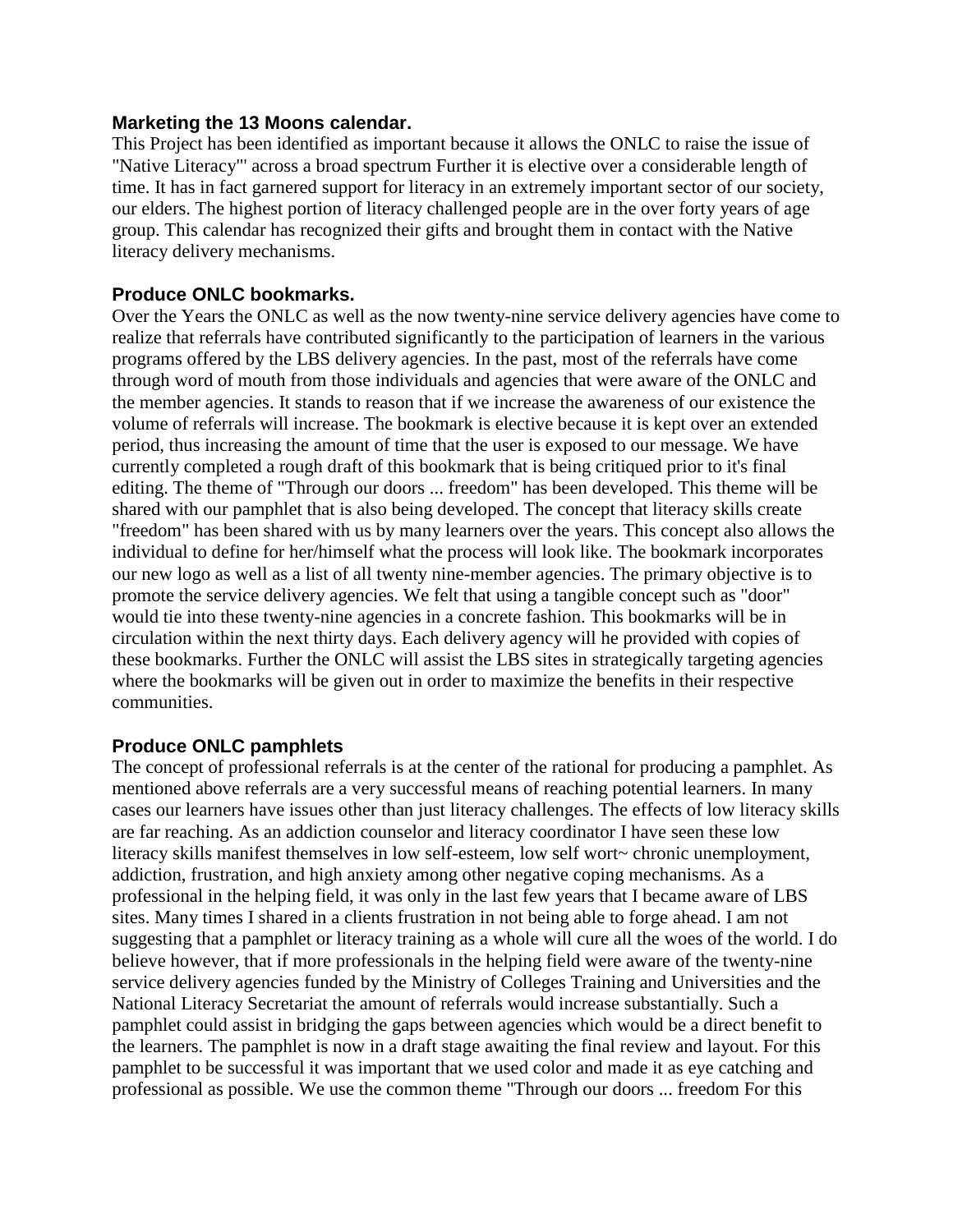### Marketing the 13 Moons calendar.

This Project has been identified as important because it allows the ONLC to raise the issue of "Native Literacy"' across a broad spectrum Further it is elective over a considerable length of time. It has in fact garnered support for literacy in an extremely important sector of our society, our elders. The highest portion of literacy challenged people are in the over forty years of age group. This calendar has recognized their gifts and brought them in contact with the Native literacy delivery mechanisms.

### Produce ONLC bookmarks.

Over the Years the ONLC as well as the now twenty-nine service delivery agencies have come to realize that referrals have contributed significantly to the participation of learners in the various programs offered by the LBS delivery agencies. In the past, most of the referrals have come through word of mouth from those individuals and agencies that were aware of the ONLC and the member agencies. It stands to reason that if we increase the awareness of our existence the volume of referrals will increase. The bookmark is elective because it is kept over an extended period, thus increasing the amount of time that the user is exposed to our message. We have currently completed a rough draft of this bookmark that is being critiqued prior to it's final editing. The theme of "Through our doors ... freedom" has been developed. This theme will be shared with our pamphlet that is also being developed. The concept that literacy skills create "freedom" has been shared with us by many learners over the years. This concept also allows the individual to define for her/himself what the process will look like. The bookmark incorporates our new logo as well as a list of all twenty nine-member agencies. The primary objective is to promote the service delivery agencies. We felt that using a tangible concept such as "door" would tie into these twenty-nine agencies in a concrete fashion. This bookmarks will be in circulation within the next thirty days. Each delivery agency will he provided with copies of these bookmarks. Further the ONLC will assist the LBS sites in strategically targeting agencies where the bookmarks will be given out in order to maximize the benefits in their respective communities.

### Produce ONLC pamphlets

The concept of professional referrals is at the center of the rational for producing a pamphlet. As mentioned above referrals are a very successful means of reaching potential learners. In many cases our learners have issues other than just literacy challenges. The effects of low literacy skills are far reaching. As an addiction counselor and literacy coordinator I have seen these low literacy skills manifest themselves in low self-esteem, low self wort~ chronic unemployment, addiction, frustration, and high anxiety among other negative coping mechanisms. As a professional in the helping field, it was only in the last few years that I became aware of LBS sites. Many times I shared in a clients frustration in not being able to forge ahead. I am not suggesting that a pamphlet or literacy training as a whole will cure all the woes of the world. I do believe however, that if more professionals in the helping field were aware of the twenty-nine service delivery agencies funded by the Ministry of Colleges Training and Universities and the National Literacy Secretariat the amount of referrals would increase substantially. Such a pamphlet could assist in bridging the gaps between agencies which would be a direct benefit to the learners. The pamphlet is now in a draft stage awaiting the final review and layout. For this pamphlet to be successful it was important that we used color and made it as eye catching and professional as possible. We use the common theme "Through our doors ... freedom For this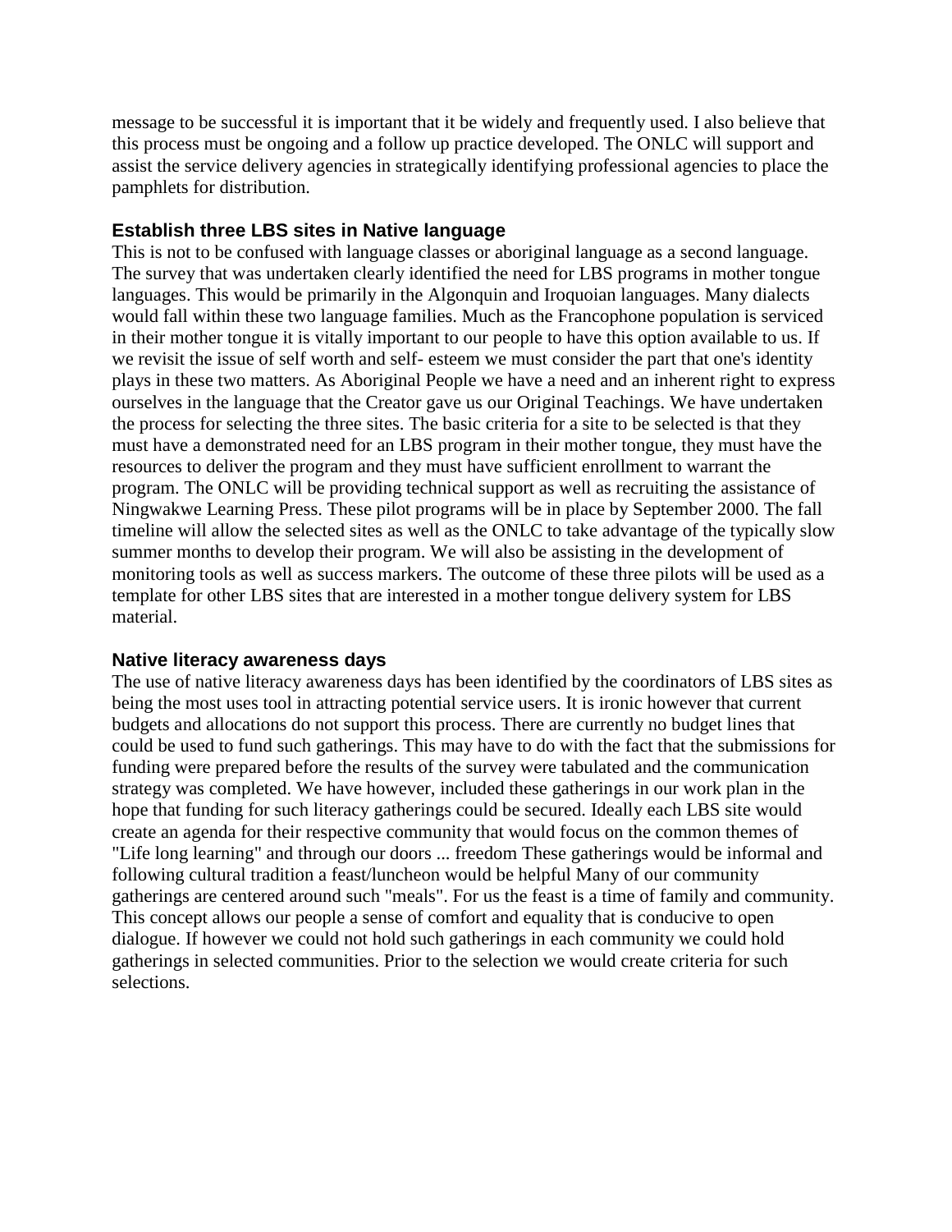message to be successful it is important that it be widely and frequently used. I also believe that this process must be ongoing and a follow up practice developed. The ONLC will support and assist the service delivery agencies in strategically identifying professional agencies to place the pamphlets for distribution.

### Establish three LBS sites in Native language

This is not to be confused with language classes or aboriginal language as a second language. The survey that was undertaken clearly identified the need for LBS programs in mother tongue languages. This would be primarily in the Algonquin and Iroquoian languages. Many dialects would fall within these two language families. Much as the Francophone population is serviced in their mother tongue it is vitally important to our people to have this option available to us. If we revisit the issue of self worth and self- esteem we must consider the part that one's identity plays in these two matters. As Aboriginal People we have a need and an inherent right to express ourselves in the language that the Creator gave us our Original Teachings. We have undertaken the process for selecting the three sites. The basic criteria for a site to be selected is that they must have a demonstrated need for an LBS program in their mother tongue, they must have the resources to deliver the program and they must have sufficient enrollment to warrant the program. The ONLC will be providing technical support as well as recruiting the assistance of Ningwakwe Learning Press. These pilot programs will be in place by September 2000. The fall timeline will allow the selected sites as well as the ONLC to take advantage of the typically slow summer months to develop their program. We will also be assisting in the development of monitoring tools as well as success markers. The outcome of these three pilots will be used as a template for other LBS sites that are interested in a mother tongue delivery system for LBS material.

### Native literacy awareness days

The use of native literacy awareness days has been identified by the coordinators of LBS sites as being the most uses tool in attracting potential service users. It is ironic however that current budgets and allocations do not support this process. There are currently no budget lines that could be used to fund such gatherings. This may have to do with the fact that the submissions for funding were prepared before the results of the survey were tabulated and the communication strategy was completed. We have however, included these gatherings in our work plan in the hope that funding for such literacy gatherings could be secured. Ideally each LBS site would create an agenda for their respective community that would focus on the common themes of "Life long learning" and through our doors ... freedom These gatherings would be informal and following cultural tradition a feast/luncheon would be helpful Many of our community gatherings are centered around such "meals". For us the feast is a time of family and community. This concept allows our people a sense of comfort and equality that is conducive to open dialogue. If however we could not hold such gatherings in each community we could hold gatherings in selected communities. Prior to the selection we would create criteria for such selections.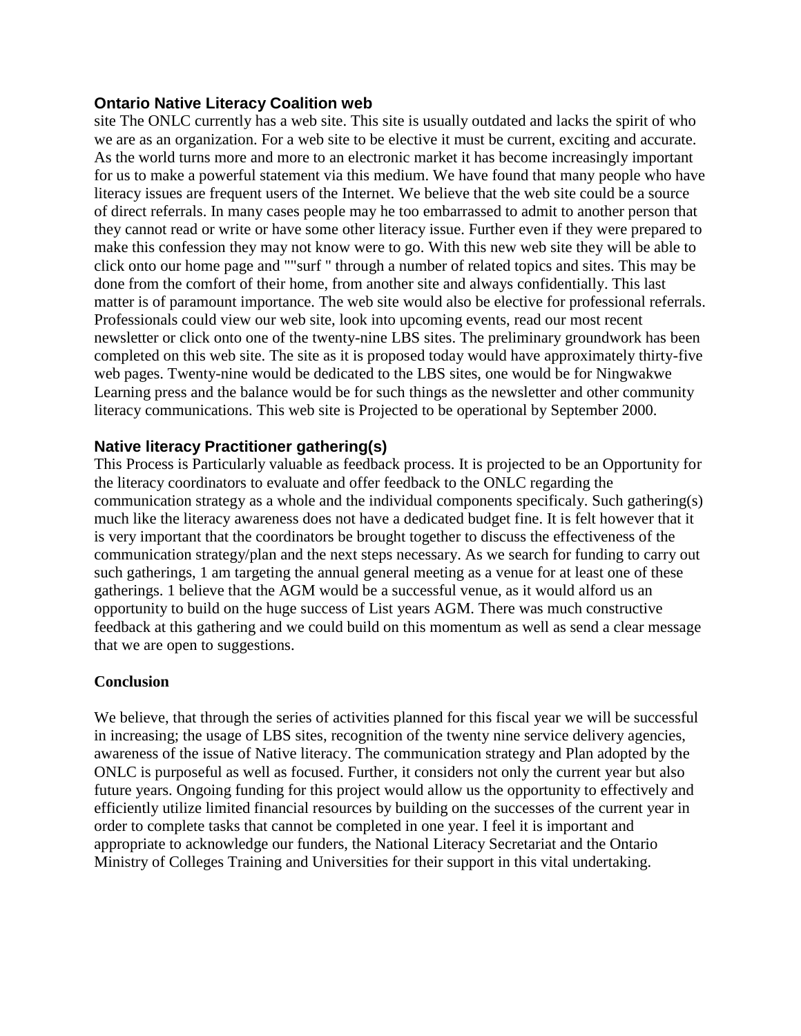### Ontario Native Literacy Coalition web

site The ONLC currently has a web site. This site is usually outdated and lacks the spirit of who we are as an organization. For a web site to be elective it must be current, exciting and accurate. As the world turns more and more to an electronic market it has become increasingly important for us to make a powerful statement via this medium. We have found that many people who have literacy issues are frequent users of the Internet. We believe that the web site could be a source of direct referrals. In many cases people may he too embarrassed to admit to another person that they cannot read or write or have some other literacy issue. Further even if they were prepared to make this confession they may not know were to go. With this new web site they will be able to click onto our home page and ""surf " through a number of related topics and sites. This may be done from the comfort of their home, from another site and always confidentially. This last matter is of paramount importance. The web site would also be elective for professional referrals. Professionals could view our web site, look into upcoming events, read our most recent newsletter or click onto one of the twenty-nine LBS sites. The preliminary groundwork has been completed on this web site. The site as it is proposed today would have approximately thirty-five web pages. Twenty-nine would be dedicated to the LBS sites, one would be for Ningwakwe Learning press and the balance would be for such things as the newsletter and other community literacy communications. This web site is Projected to be operational by September 2000.

### Native literacy Practitioner gathering(s)

This Process is Particularly valuable as feedback process. It is projected to be an Opportunity for the literacy coordinators to evaluate and offer feedback to the ONLC regarding the communication strategy as a whole and the individual components specificaly. Such gathering(s) much like the literacy awareness does not have a dedicated budget fine. It is felt however that it is very important that the coordinators be brought together to discuss the effectiveness of the communication strategy/plan and the next steps necessary. As we search for funding to carry out such gatherings, 1 am targeting the annual general meeting as a venue for at least one of these gatherings. 1 believe that the AGM would be a successful venue, as it would alford us an opportunity to build on the huge success of List years AGM. There was much constructive feedback at this gathering and we could build on this momentum as well as send a clear message that we are open to suggestions.

### Conclusion

We believe, that through the series of activities planned for this fiscal year we will be successful in increasing; the usage of LBS sites, recognition of the twenty nine service delivery agencies, awareness of the issue of Native literacy. The communication strategy and Plan adopted by the ONLC is purposeful as well as focused. Further, it considers not only the current year but also future years. Ongoing funding for this project would allow us the opportunity to effectively and efficiently utilize limited financial resources by building on the successes of the current year in order to complete tasks that cannot be completed in one year. I feel it is important and appropriate to acknowledge our funders, the National Literacy Secretariat and the Ontario Ministry of Colleges Training and Universities for their support in this vital undertaking.